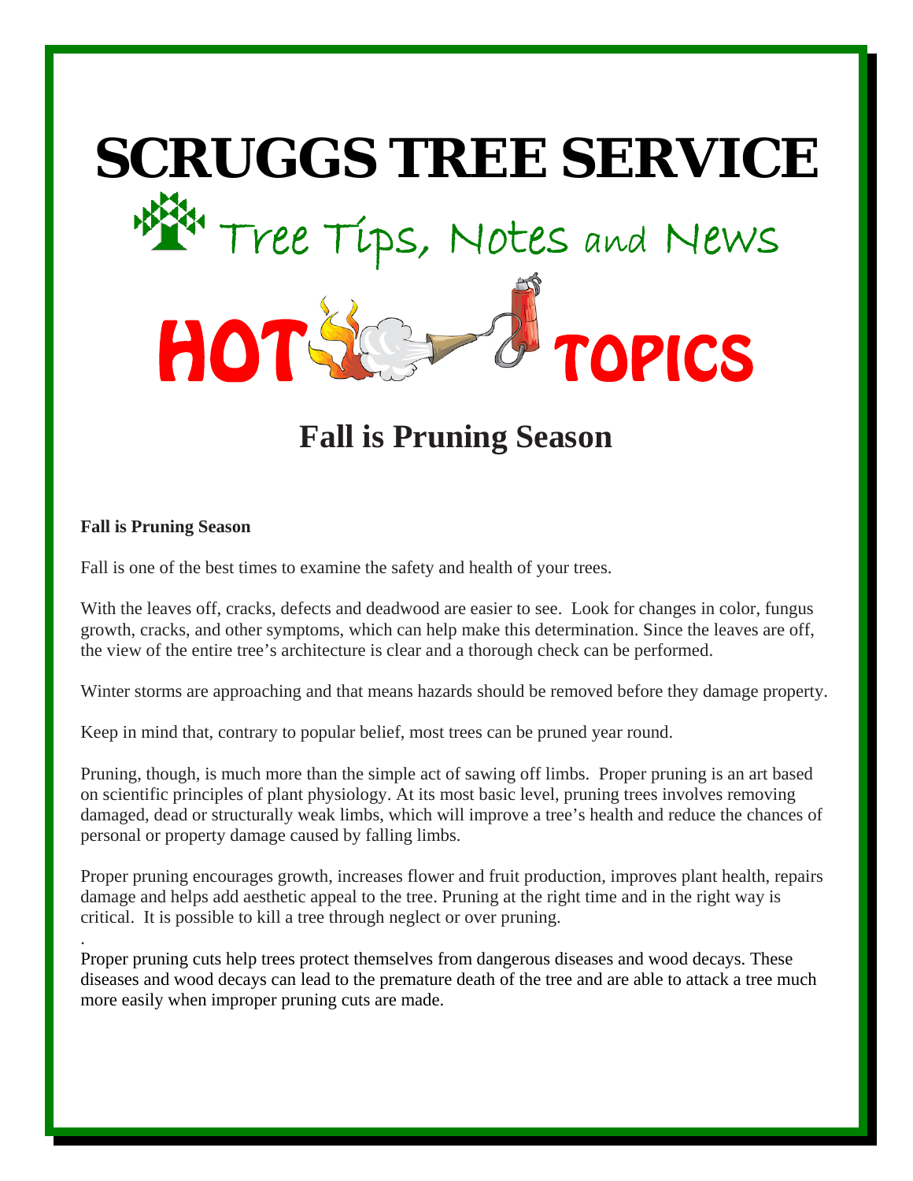# SCRUGGS TREE SERVICE

Tree Tips, Notes and News

HOT TOPICS

## Fall is Pruning Season

**Fall is Pruning Season**

Fall is one of the best times to examine the safety and health of your trees.

With the leaves off, cracks, defects and deadwood are easier to see. Look for changes in color, fungus growth, cracks, and other symptoms, which can help make this determination. Since the leaves are off, the view of the entire tree's architecture is clear and a thorough check can be performed.

Winter storms are approaching and that means hazards should be removed before they damage property.

Keep in mind that, contrary to popular belief, most trees can be pruned year round.

Pruning, though, is much more than the simple act of sawing off limbs. Proper pruning is an art based on scientific principles of plant physiology. At its most basic level, pruning trees involves removing damaged, dead or structurally weak limbs, which will improve a tree's health and reduce the chances of personal or property damage caused by falling limbs.

Proper pruning encourages growth, increases flower and fruit production, improves plant health, repairs damage and helps add aesthetic appeal to the tree. Pruning at the right time and in the right way is critical. It is possible to kill a tree through neglect or over pruning.

.

Proper pruning cuts help trees protect themselves from dangerous diseases and wood decays. These diseases and wood decays can lead to the premature death of the tree and are able to attack a tree much more easily when improper pruning cuts are made.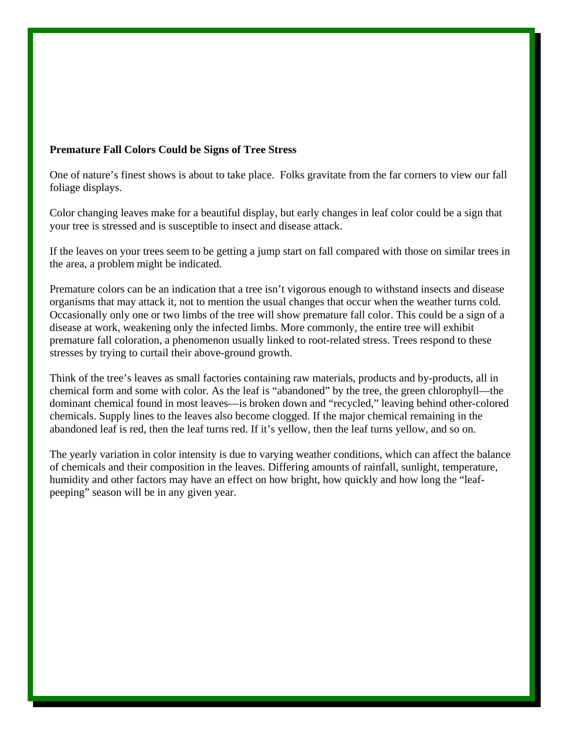**Premature Fall Colors Could be Signs of Tree Stress**

One of nature's finest shows is about to take place. Folks gravitate from the far corners to view our fall foliage displays.

Color changing leaves make for a beautiful display, but early changes in leaf color could be a sign that your tree is stressed and is susceptible to insect and disease attack.

If the leaves on your trees seem to be getting a jump start on fall compared with those on similar trees in the area, a problem might be indicated.

Premature colors can be an indication that a tree isn't vigorous enough to withstand insects and disease organisms that may attack it, not to mention the usual changes that occur when the weather turns cold. Occasionally only one or two limbs of the tree will show premature fall color. This could be a sign of a disease at work, weakening only the infected limbs. More commonly, the entire tree will exhibit premature fall coloration, a phenomenon usually linked to root-related stress. Trees respond to these stresses by trying to curtail their above-ground growth.

Think of the tree's leaves as small factories containing raw materials, products and by-products, all in chemical form and some with color. As the leaf is "abandoned" by the tree, the green chlorophyll—the dominant chemical found in most leaves—is broken down and "recycled," leaving behind other-colored chemicals. Supply lines to the leaves also become clogged. If the major chemical remaining in the abandoned leaf is red, then the leaf turns red. If it's yellow, then the leaf turns yellow, and so on.

The yearly variation in color intensity is due to varying weather conditions, which can affect the balance of chemicals and their composition in the leaves. Differing amounts of rainfall, sunlight, temperature, humidity and other factors may have an effect on how bright, how quickly and how long the "leaf-peeping" season will be in any given year.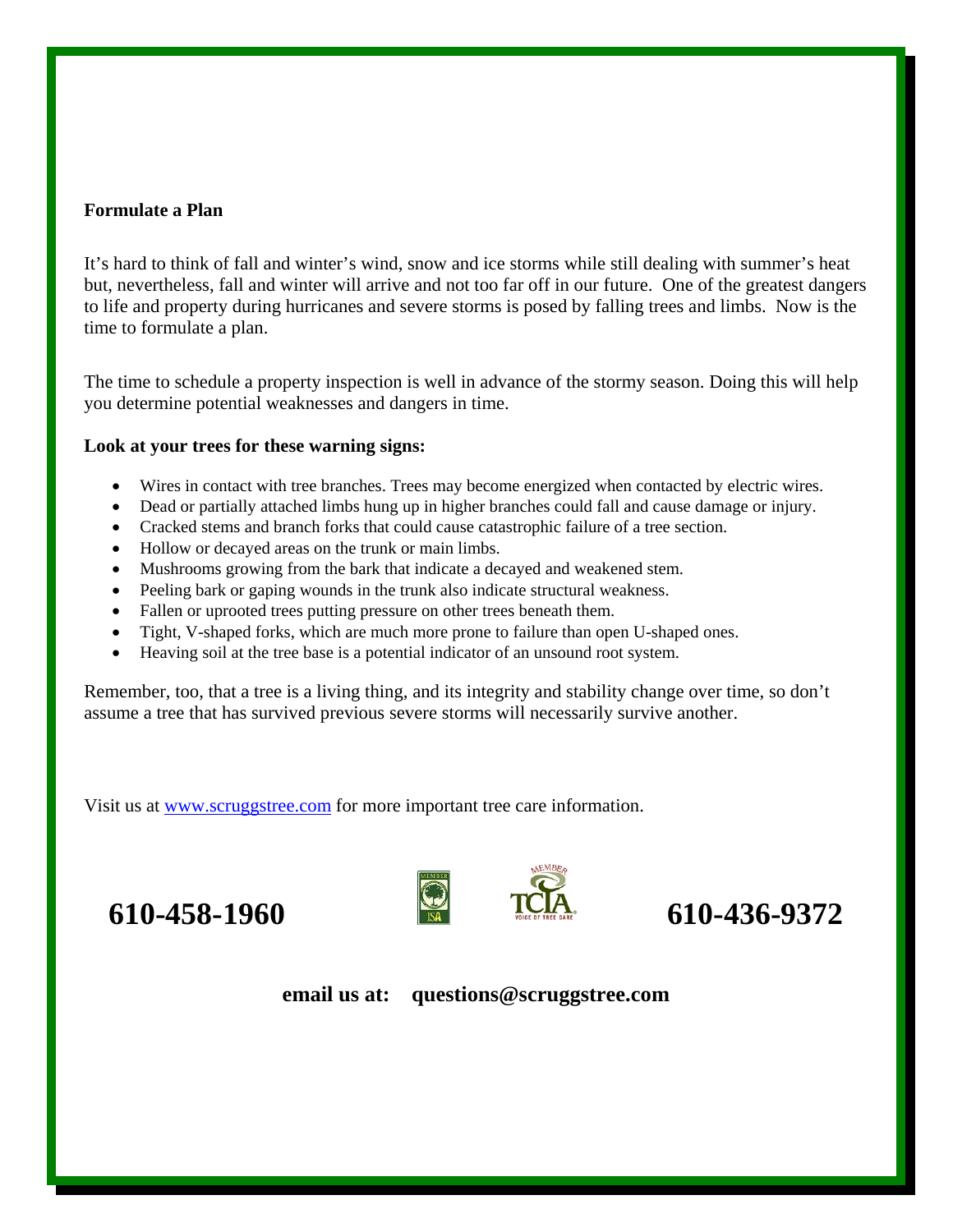**Formulate a Plan**

It's hard to think of fall and winter's wind, snow and ice storms while still dealing with summer's heat but, nevertheless, fall and winter will arrive and not too far off in our future. One of the greatest dangers to life and property during hurricanes and severe storms is posed by falling trees and limbs. Now is the time to formulate a plan.

The time to schedule a property inspection is well in advance of the stormy season. Doing this will help you determine potential weaknesses and dangers in time.

**Look at your trees for these warning signs:**

- Wires in contact with tree branches. Trees may become energized when contacted by electric wires.
- Dead or partially attached limbs hung up in higher branches could fall and cause damage or injury.
- Cracked stems and branch forks that could cause catastrophic failure of a tree section.
- Hollow or decayed areas on the trunk or main limbs.
- Mushrooms growing from the bark that indicate a decayed and weakened stem.
- Peeling bark or gaping wounds in the trunk also indicate structural weakness.
- Fallen or uprooted trees putting pressure on other trees beneath them.
- Tight, V-shaped forks, which are much more prone to failure than open U-shaped ones.
- Heaving soil at the tree base is a potential indicator of an unsound root system.

Remember, too, that a tree is a living thing, and its integrity and stability change over time, so don't assume a tree that has survived previous severe storms will necessarily survive another.

Visit us at [www.scruggstree.com](http://www.scruggstree.com) for more important tree care information.

**610-458-1960** **610-436-9372**

**email us at: questions@scruggstree.com**